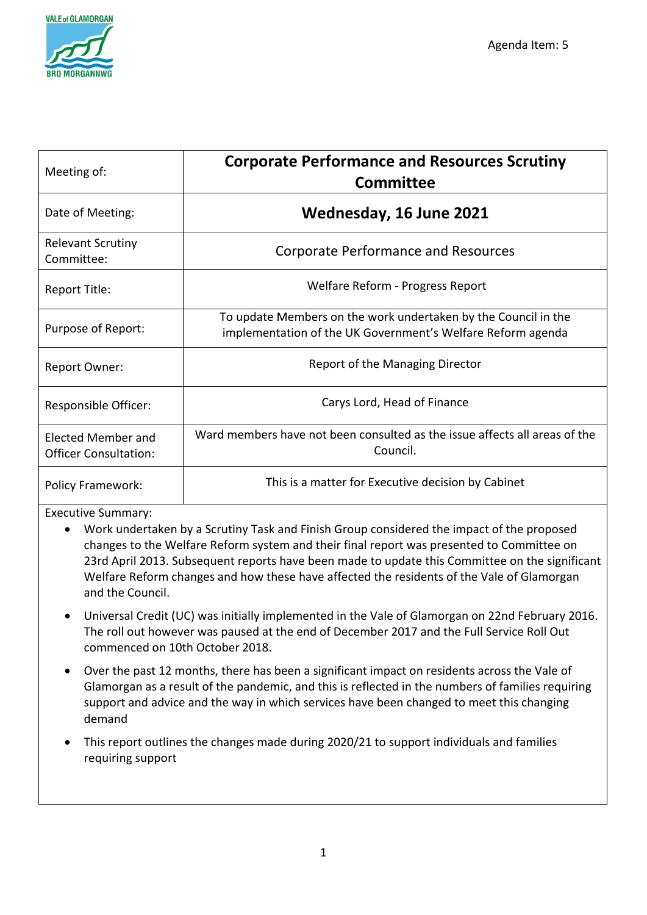Agenda Item: 5

| Meeting of: | **Corporate Performance and Resources Scrutiny Committee** |
|---|---|
| Date of Meeting: | **Wednesday, 16 June 2021** |
| Relevant Scrutiny Committee: | Corporate Performance and Resources |
| Report Title: | Welfare Reform - Progress Report |
| Purpose of Report: | To update Members on the work undertaken by the Council in the implementation of the UK Government's Welfare Reform agenda |
| Report Owner: | Report of the Managing Director |
| Responsible Officer: | Carys Lord, Head of Finance |
| Elected Member and Officer Consultation: | Ward members have not been consulted as the issue affects all areas of the Council. |
| Policy Framework: | This is a matter for Executive decision by Cabinet |

Executive Summary:

- Work undertaken by a Scrutiny Task and Finish Group considered the impact of the proposed changes to the Welfare Reform system and their final report was presented to Committee on 23rd April 2013. Subsequent reports have been made to update this Committee on the significant Welfare Reform changes and how these have affected the residents of the Vale of Glamorgan and the Council.
- Universal Credit (UC) was initially implemented in the Vale of Glamorgan on 22nd February 2016. The roll out however was paused at the end of December 2017 and the Full Service Roll Out commenced on 10th October 2018.
- Over the past 12 months, there has been a significant impact on residents across the Vale of Glamorgan as a result of the pandemic, and this is reflected in the numbers of families requiring support and advice and the way in which services have been changed to meet this changing demand
- This report outlines the changes made during 2020/21 to support individuals and families requiring support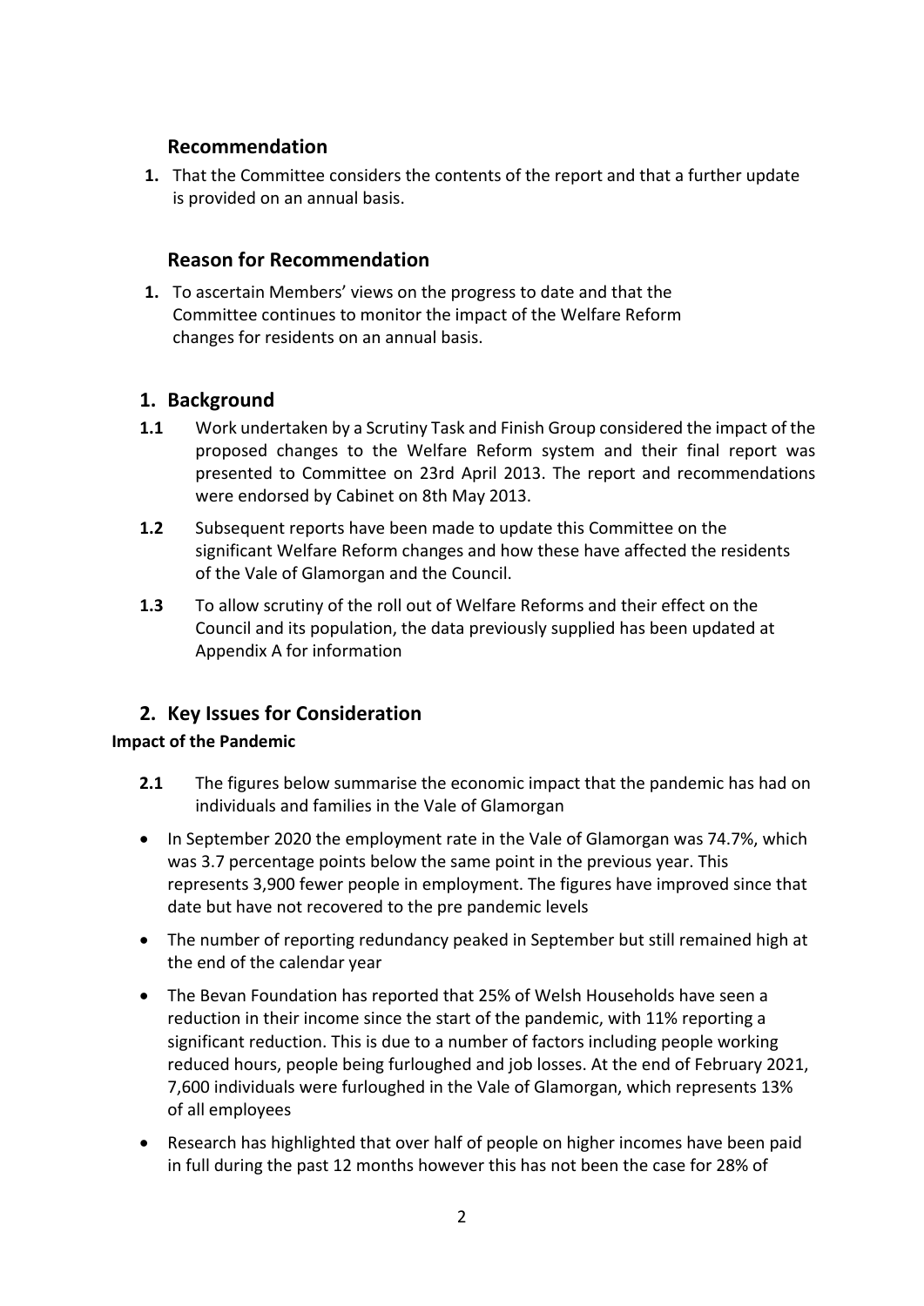## Recommendation

1. That the Committee considers the contents of the report and that a further update is provided on an annual basis.

## Reason for Recommendation

1. To ascertain Members' views on the progress to date and that the Committee continues to monitor the impact of the Welfare Reform changes for residents on an annual basis.

## 1. Background

**1.1** Work undertaken by a Scrutiny Task and Finish Group considered the impact of the proposed changes to the Welfare Reform system and their final report was presented to Committee on 23rd April 2013. The report and recommendations were endorsed by Cabinet on 8th May 2013.

**1.2** Subsequent reports have been made to update this Committee on the significant Welfare Reform changes and how these have affected the residents of the Vale of Glamorgan and the Council.

**1.3** To allow scrutiny of the roll out of Welfare Reforms and their effect on the Council and its population, the data previously supplied has been updated at Appendix A for information

## 2. Key Issues for Consideration

**Impact of the Pandemic**

**2.1** The figures below summarise the economic impact that the pandemic has had on individuals and families in the Vale of Glamorgan

- In September 2020 the employment rate in the Vale of Glamorgan was 74.7%, which was 3.7 percentage points below the same point in the previous year. This represents 3,900 fewer people in employment. The figures have improved since that date but have not recovered to the pre pandemic levels
- The number of reporting redundancy peaked in September but still remained high at the end of the calendar year
- The Bevan Foundation has reported that 25% of Welsh Households have seen a reduction in their income since the start of the pandemic, with 11% reporting a significant reduction. This is due to a number of factors including people working reduced hours, people being furloughed and job losses. At the end of February 2021, 7,600 individuals were furloughed in the Vale of Glamorgan, which represents 13% of all employees
- Research has highlighted that over half of people on higher incomes have been paid in full during the past 12 months however this has not been the case for 28% of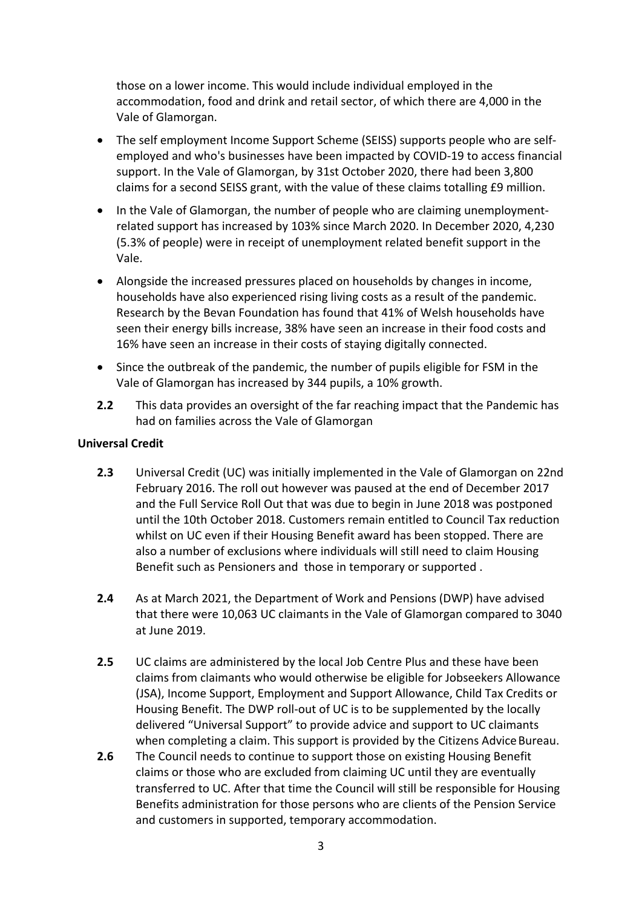those on a lower income. This would include individual employed in the accommodation, food and drink and retail sector, of which there are 4,000 in the Vale of Glamorgan.

- The self employment Income Support Scheme (SEISS) supports people who are self-employed and who's businesses have been impacted by COVID-19 to access financial support. In the Vale of Glamorgan, by 31st October 2020, there had been 3,800 claims for a second SEISS grant, with the value of these claims totalling £9 million.
- In the Vale of Glamorgan, the number of people who are claiming unemployment-related support has increased by 103% since March 2020. In December 2020, 4,230 (5.3% of people) were in receipt of unemployment related benefit support in the Vale.
- Alongside the increased pressures placed on households by changes in income, households have also experienced rising living costs as a result of the pandemic. Research by the Bevan Foundation has found that 41% of Welsh households have seen their energy bills increase, 38% have seen an increase in their food costs and 16% have seen an increase in their costs of staying digitally connected.
- Since the outbreak of the pandemic, the number of pupils eligible for FSM in the Vale of Glamorgan has increased by 344 pupils, a 10% growth.

**2.2** This data provides an oversight of the far reaching impact that the Pandemic has had on families across the Vale of Glamorgan

**Universal Credit**

**2.3** Universal Credit (UC) was initially implemented in the Vale of Glamorgan on 22nd February 2016. The roll out however was paused at the end of December 2017 and the Full Service Roll Out that was due to begin in June 2018 was postponed until the 10th October 2018. Customers remain entitled to Council Tax reduction whilst on UC even if their Housing Benefit award has been stopped. There are also a number of exclusions where individuals will still need to claim Housing Benefit such as Pensioners and those in temporary or supported .

**2.4** As at March 2021, the Department of Work and Pensions (DWP) have advised that there were 10,063 UC claimants in the Vale of Glamorgan compared to 3040 at June 2019.

**2.5** UC claims are administered by the local Job Centre Plus and these have been claims from claimants who would otherwise be eligible for Jobseekers Allowance (JSA), Income Support, Employment and Support Allowance, Child Tax Credits or Housing Benefit. The DWP roll-out of UC is to be supplemented by the locally delivered "Universal Support" to provide advice and support to UC claimants when completing a claim. This support is provided by the Citizens Advice Bureau.

**2.6** The Council needs to continue to support those on existing Housing Benefit claims or those who are excluded from claiming UC until they are eventually transferred to UC. After that time the Council will still be responsible for Housing Benefits administration for those persons who are clients of the Pension Service and customers in supported, temporary accommodation.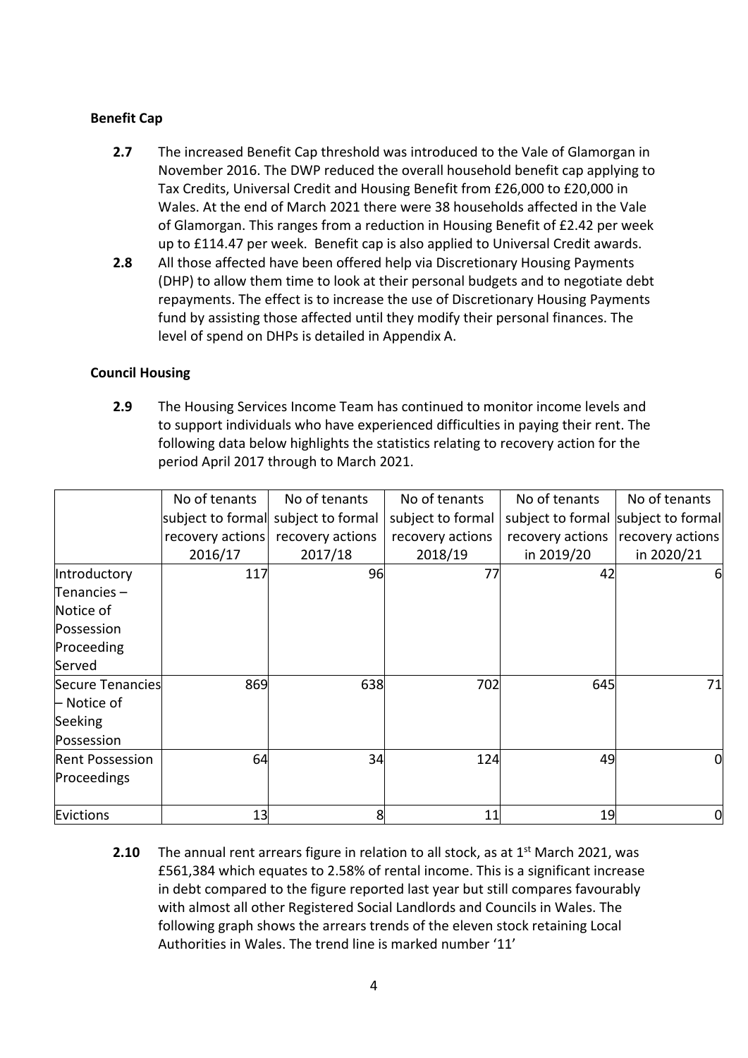**Benefit Cap**

**2.7** The increased Benefit Cap threshold was introduced to the Vale of Glamorgan in November 2016. The DWP reduced the overall household benefit cap applying to Tax Credits, Universal Credit and Housing Benefit from £26,000 to £20,000 in Wales. At the end of March 2021 there were 38 households affected in the Vale of Glamorgan. This ranges from a reduction in Housing Benefit of £2.42 per week up to £114.47 per week. Benefit cap is also applied to Universal Credit awards.

**2.8** All those affected have been offered help via Discretionary Housing Payments (DHP) to allow them time to look at their personal budgets and to negotiate debt repayments. The effect is to increase the use of Discretionary Housing Payments fund by assisting those affected until they modify their personal finances. The level of spend on DHPs is detailed in Appendix A.

**Council Housing**

**2.9** The Housing Services Income Team has continued to monitor income levels and to support individuals who have experienced difficulties in paying their rent. The following data below highlights the statistics relating to recovery action for the period April 2017 through to March 2021.

| | No of tenants subject to formal recovery actions 2016/17 | No of tenants subject to formal recovery actions 2017/18 | No of tenants subject to formal recovery actions 2018/19 | No of tenants subject to formal recovery actions in 2019/20 | No of tenants subject to formal recovery actions in 2020/21 |
|---|---|---|---|---|---|
| Introductory Tenancies – Notice of Possession Proceeding Served | 117 | 96 | 77 | 42 | 6 |
| Secure Tenancies – Notice of Seeking Possession | 869 | 638 | 702 | 645 | 71 |
| Rent Possession Proceedings | 64 | 34 | 124 | 49 | 0 |
| Evictions | 13 | 8 | 11 | 19 | 0 |

**2.10** The annual rent arrears figure in relation to all stock, as at 1st March 2021, was £561,384 which equates to 2.58% of rental income. This is a significant increase in debt compared to the figure reported last year but still compares favourably with almost all other Registered Social Landlords and Councils in Wales. The following graph shows the arrears trends of the eleven stock retaining Local Authorities in Wales. The trend line is marked number '11'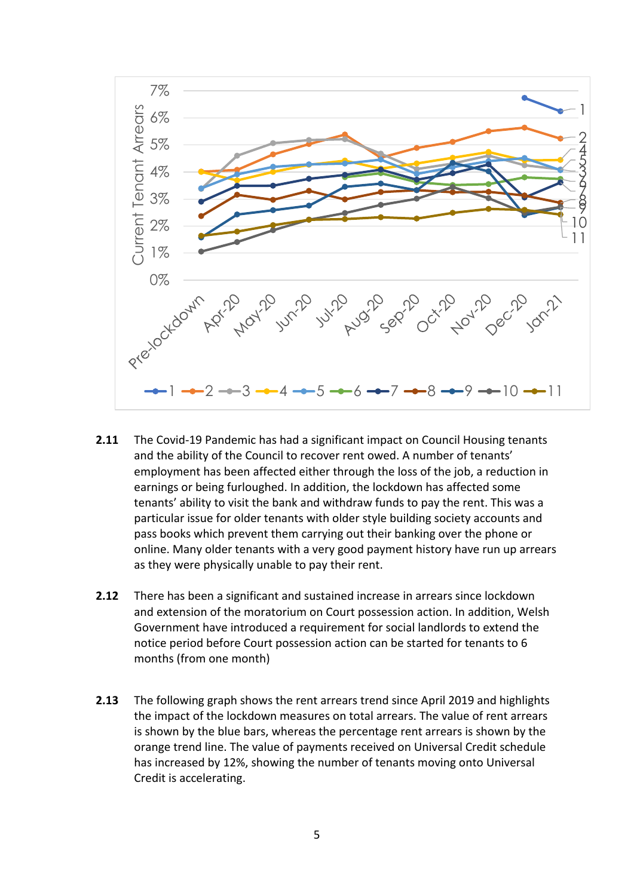**2.11** The Covid-19 Pandemic has had a significant impact on Council Housing tenants and the ability of the Council to recover rent owed. A number of tenants' employment has been affected either through the loss of the job, a reduction in earnings or being furloughed. In addition, the lockdown has affected some tenants' ability to visit the bank and withdraw funds to pay the rent. This was a particular issue for older tenants with older style building society accounts and pass books which prevent them carrying out their banking over the phone or online. Many older tenants with a very good payment history have run up arrears as they were physically unable to pay their rent.

**2.12** There has been a significant and sustained increase in arrears since lockdown and extension of the moratorium on Court possession action. In addition, Welsh Government have introduced a requirement for social landlords to extend the notice period before Court possession action can be started for tenants to 6 months (from one month)

**2.13** The following graph shows the rent arrears trend since April 2019 and highlights the impact of the lockdown measures on total arrears. The value of rent arrears is shown by the blue bars, whereas the percentage rent arrears is shown by the orange trend line. The value of payments received on Universal Credit schedule has increased by 12%, showing the number of tenants moving onto Universal Credit is accelerating.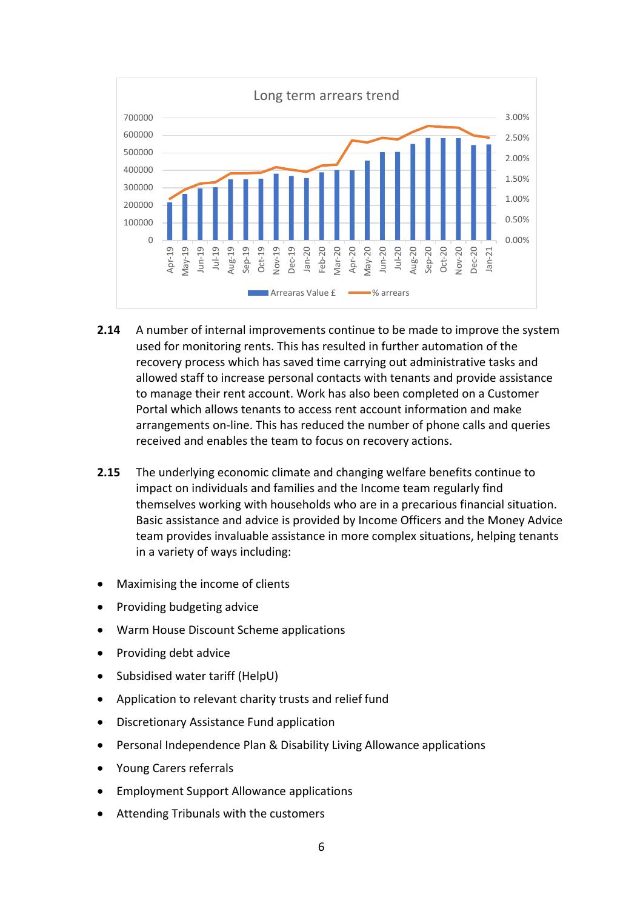**Long term arrears trend**

**2.14** A number of internal improvements continue to be made to improve the system used for monitoring rents. This has resulted in further automation of the recovery process which has saved time carrying out administrative tasks and allowed staff to increase personal contacts with tenants and provide assistance to manage their rent account. Work has also been completed on a Customer Portal which allows tenants to access rent account information and make arrangements on-line. This has reduced the number of phone calls and queries received and enables the team to focus on recovery actions.

**2.15** The underlying economic climate and changing welfare benefits continue to impact on individuals and families and the Income team regularly find themselves working with households who are in a precarious financial situation. Basic assistance and advice is provided by Income Officers and the Money Advice team provides invaluable assistance in more complex situations, helping tenants in a variety of ways including:

- Maximising the income of clients
- Providing budgeting advice
- Warm House Discount Scheme applications
- Providing debt advice
- Subsidised water tariff (HelpU)
- Application to relevant charity trusts and relief fund
- Discretionary Assistance Fund application
- Personal Independence Plan & Disability Living Allowance applications
- Young Carers referrals
- Employment Support Allowance applications
- Attending Tribunals with the customers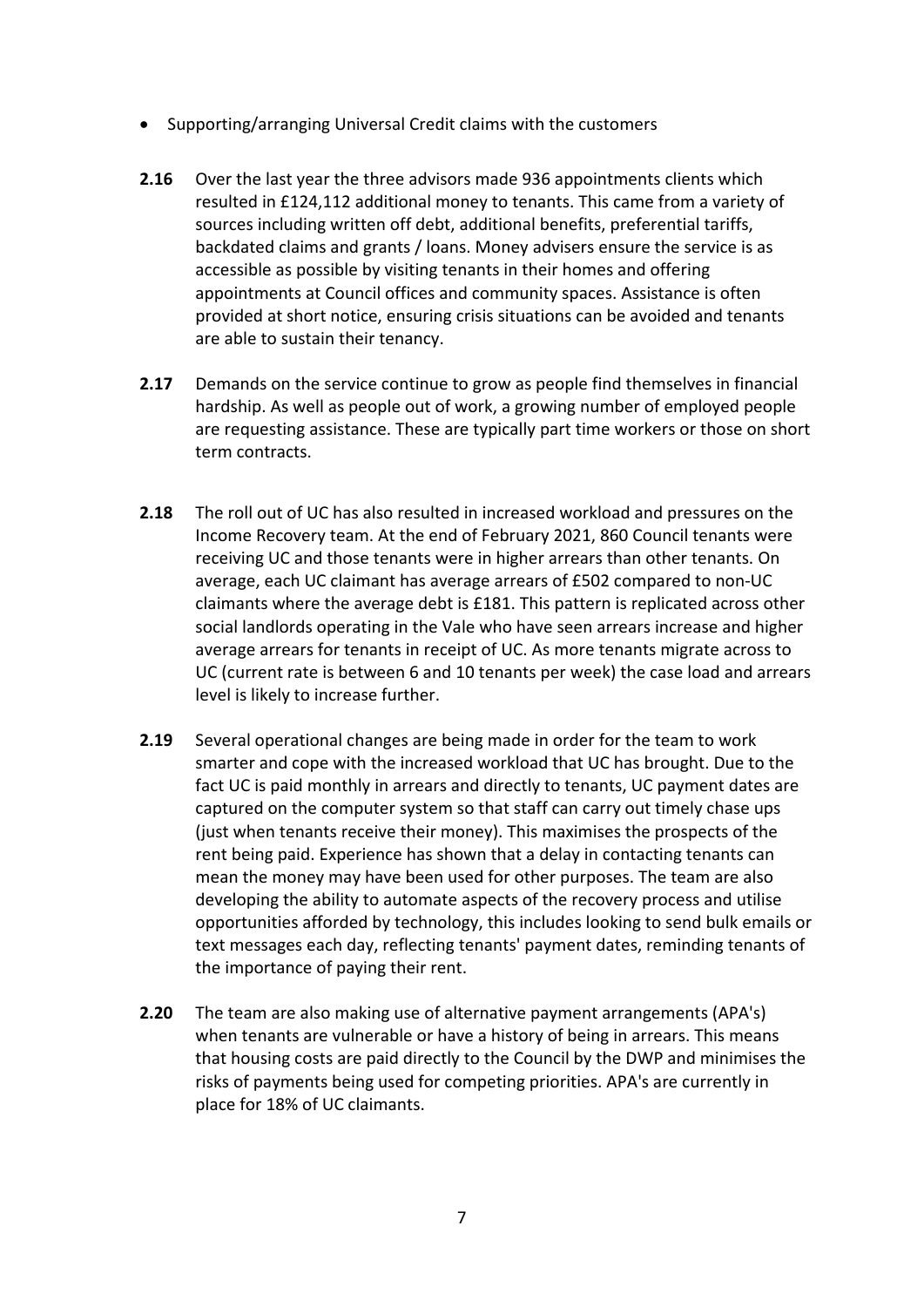- Supporting/arranging Universal Credit claims with the customers

**2.16** Over the last year the three advisors made 936 appointments clients which resulted in £124,112 additional money to tenants. This came from a variety of sources including written off debt, additional benefits, preferential tariffs, backdated claims and grants / loans. Money advisers ensure the service is as accessible as possible by visiting tenants in their homes and offering appointments at Council offices and community spaces. Assistance is often provided at short notice, ensuring crisis situations can be avoided and tenants are able to sustain their tenancy.

**2.17** Demands on the service continue to grow as people find themselves in financial hardship. As well as people out of work, a growing number of employed people are requesting assistance. These are typically part time workers or those on short term contracts.

**2.18** The roll out of UC has also resulted in increased workload and pressures on the Income Recovery team. At the end of February 2021, 860 Council tenants were receiving UC and those tenants were in higher arrears than other tenants. On average, each UC claimant has average arrears of £502 compared to non-UC claimants where the average debt is £181. This pattern is replicated across other social landlords operating in the Vale who have seen arrears increase and higher average arrears for tenants in receipt of UC. As more tenants migrate across to UC (current rate is between 6 and 10 tenants per week) the case load and arrears level is likely to increase further.

**2.19** Several operational changes are being made in order for the team to work smarter and cope with the increased workload that UC has brought. Due to the fact UC is paid monthly in arrears and directly to tenants, UC payment dates are captured on the computer system so that staff can carry out timely chase ups (just when tenants receive their money). This maximises the prospects of the rent being paid. Experience has shown that a delay in contacting tenants can mean the money may have been used for other purposes. The team are also developing the ability to automate aspects of the recovery process and utilise opportunities afforded by technology, this includes looking to send bulk emails or text messages each day, reflecting tenants' payment dates, reminding tenants of the importance of paying their rent.

**2.20** The team are also making use of alternative payment arrangements (APA's) when tenants are vulnerable or have a history of being in arrears. This means that housing costs are paid directly to the Council by the DWP and minimises the risks of payments being used for competing priorities. APA's are currently in place for 18% of UC claimants.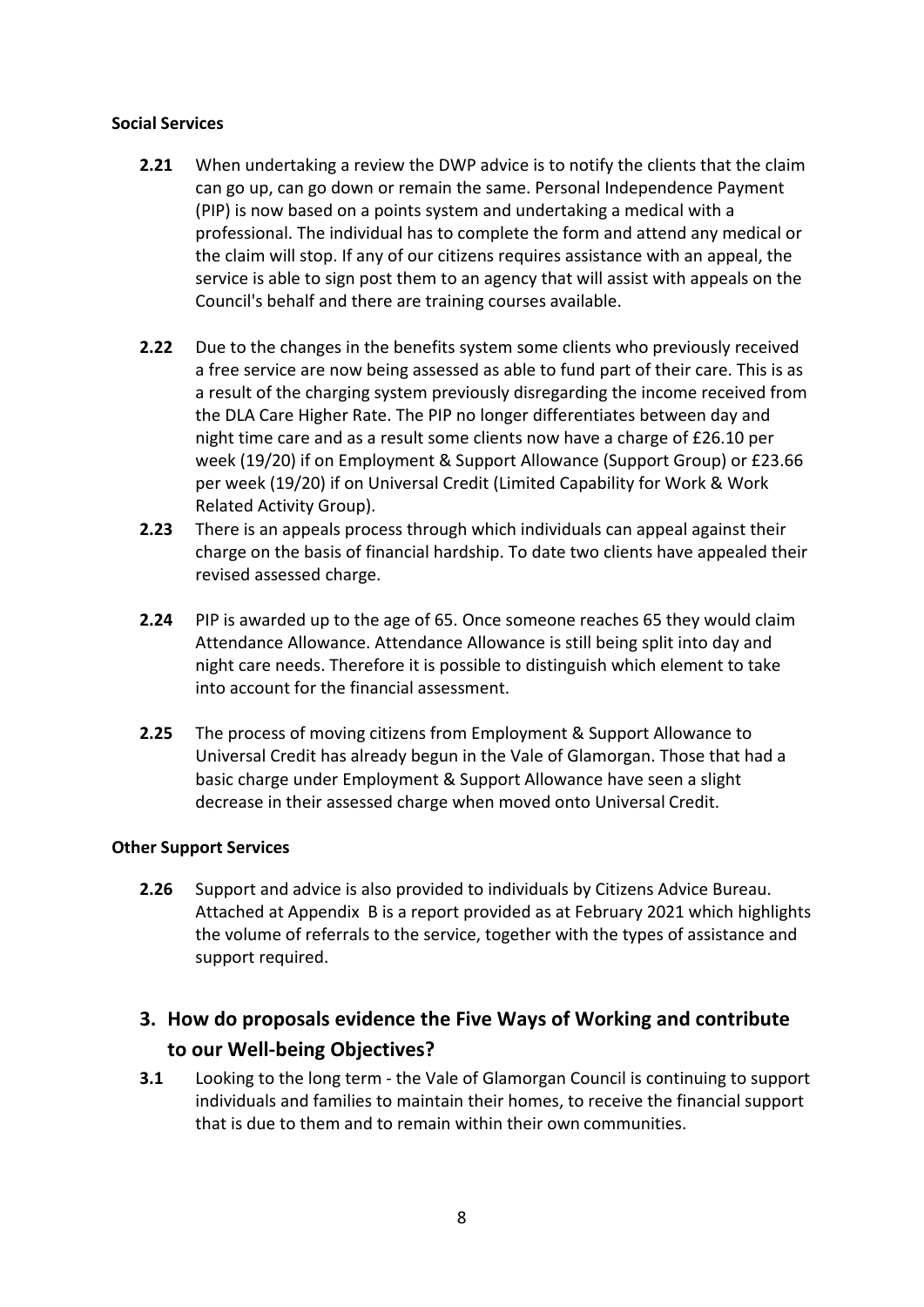**Social Services**

**2.21** When undertaking a review the DWP advice is to notify the clients that the claim can go up, can go down or remain the same. Personal Independence Payment (PIP) is now based on a points system and undertaking a medical with a professional. The individual has to complete the form and attend any medical or the claim will stop. If any of our citizens requires assistance with an appeal, the service is able to sign post them to an agency that will assist with appeals on the Council's behalf and there are training courses available.

**2.22** Due to the changes in the benefits system some clients who previously received a free service are now being assessed as able to fund part of their care. This is as a result of the charging system previously disregarding the income received from the DLA Care Higher Rate. The PIP no longer differentiates between day and night time care and as a result some clients now have a charge of £26.10 per week (19/20) if on Employment & Support Allowance (Support Group) or £23.66 per week (19/20) if on Universal Credit (Limited Capability for Work & Work Related Activity Group).

**2.23** There is an appeals process through which individuals can appeal against their charge on the basis of financial hardship. To date two clients have appealed their revised assessed charge.

**2.24** PIP is awarded up to the age of 65. Once someone reaches 65 they would claim Attendance Allowance. Attendance Allowance is still being split into day and night care needs. Therefore it is possible to distinguish which element to take into account for the financial assessment.

**2.25** The process of moving citizens from Employment & Support Allowance to Universal Credit has already begun in the Vale of Glamorgan. Those that had a basic charge under Employment & Support Allowance have seen a slight decrease in their assessed charge when moved onto Universal Credit.

**Other Support Services**

**2.26** Support and advice is also provided to individuals by Citizens Advice Bureau. Attached at Appendix B is a report provided as at February 2021 which highlights the volume of referrals to the service, together with the types of assistance and support required.

## 3. How do proposals evidence the Five Ways of Working and contribute to our Well-being Objectives?

**3.1** Looking to the long term - the Vale of Glamorgan Council is continuing to support individuals and families to maintain their homes, to receive the financial support that is due to them and to remain within their own communities.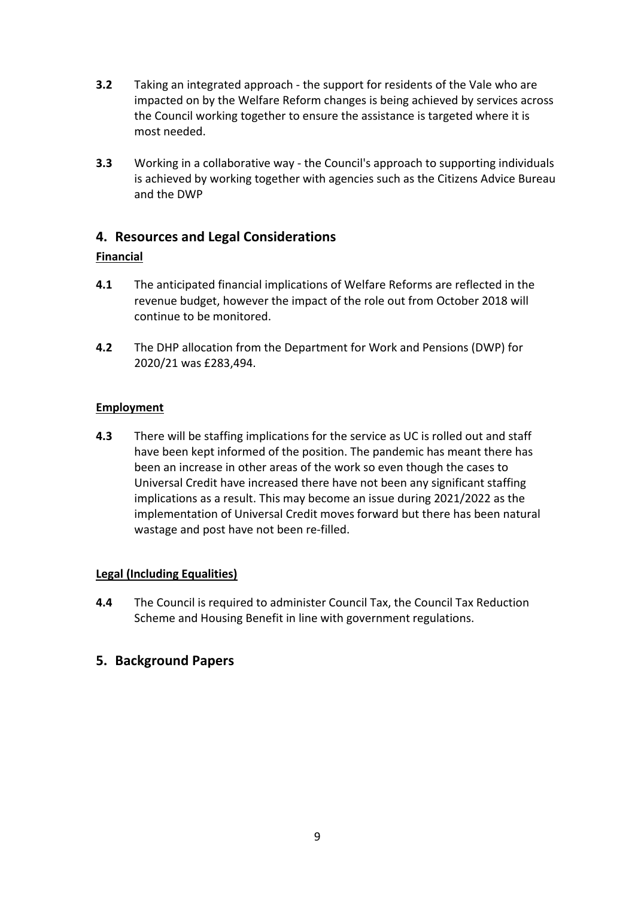**3.2** Taking an integrated approach - the support for residents of the Vale who are impacted on by the Welfare Reform changes is being achieved by services across the Council working together to ensure the assistance is targeted where it is most needed.

**3.3** Working in a collaborative way - the Council's approach to supporting individuals is achieved by working together with agencies such as the Citizens Advice Bureau and the DWP

## 4. Resources and Legal Considerations

**Financial**

**4.1** The anticipated financial implications of Welfare Reforms are reflected in the revenue budget, however the impact of the role out from October 2018 will continue to be monitored.

**4.2** The DHP allocation from the Department for Work and Pensions (DWP) for 2020/21 was £283,494.

**Employment**

**4.3** There will be staffing implications for the service as UC is rolled out and staff have been kept informed of the position. The pandemic has meant there has been an increase in other areas of the work so even though the cases to Universal Credit have increased there have not been any significant staffing implications as a result. This may become an issue during 2021/2022 as the implementation of Universal Credit moves forward but there has been natural wastage and post have not been re-filled.

**Legal (Including Equalities)**

**4.4** The Council is required to administer Council Tax, the Council Tax Reduction Scheme and Housing Benefit in line with government regulations.

## 5. Background Papers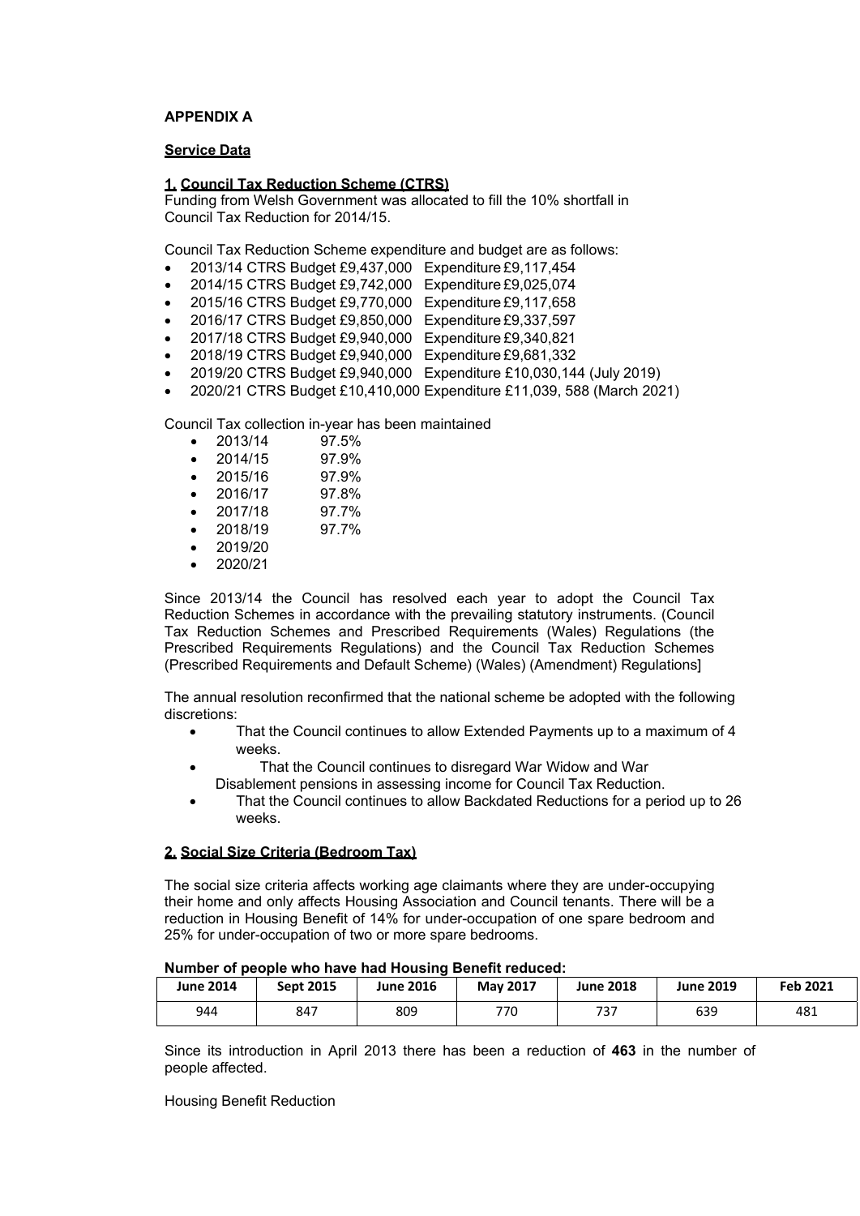**APPENDIX A**

**Service Data**

**1. Council Tax Reduction Scheme (CTRS)**

Funding from Welsh Government was allocated to fill the 10% shortfall in Council Tax Reduction for 2014/15.

Council Tax Reduction Scheme expenditure and budget are as follows:

- 2013/14 CTRS Budget £9,437,000 Expenditure £9,117,454
- 2014/15 CTRS Budget £9,742,000 Expenditure £9,025,074
- 2015/16 CTRS Budget £9,770,000 Expenditure £9,117,658
- 2016/17 CTRS Budget £9,850,000 Expenditure £9,337,597
- 2017/18 CTRS Budget £9,940,000 Expenditure £9,340,821
- 2018/19 CTRS Budget £9,940,000 Expenditure £9,681,332
- 2019/20 CTRS Budget £9,940,000 Expenditure £10,030,144 (July 2019)
- 2020/21 CTRS Budget £10,410,000 Expenditure £11,039, 588 (March 2021)

Council Tax collection in-year has been maintained

- 2013/14 97.5%
- 2014/15 97.9%
- 2015/16 97.9%
- 2016/17 97.8%
- 2017/18 97.7%
- 2018/19 97.7%
- 2019/20
- 2020/21

Since 2013/14 the Council has resolved each year to adopt the Council Tax Reduction Schemes in accordance with the prevailing statutory instruments. (Council Tax Reduction Schemes and Prescribed Requirements (Wales) Regulations (the Prescribed Requirements Regulations) and the Council Tax Reduction Schemes (Prescribed Requirements and Default Scheme) (Wales) (Amendment) Regulations]

The annual resolution reconfirmed that the national scheme be adopted with the following discretions:

- That the Council continues to allow Extended Payments up to a maximum of 4 weeks.
- That the Council continues to disregard War Widow and War Disablement pensions in assessing income for Council Tax Reduction.
- That the Council continues to allow Backdated Reductions for a period up to 26 weeks.

**2. Social Size Criteria (Bedroom Tax)**

The social size criteria affects working age claimants where they are under-occupying their home and only affects Housing Association and Council tenants. There will be a reduction in Housing Benefit of 14% for under-occupation of one spare bedroom and 25% for under-occupation of two or more spare bedrooms.

**Number of people who have had Housing Benefit reduced:**

| June 2014 | Sept 2015 | June 2016 | May 2017 | June 2018 | June 2019 | Feb 2021 |
|---|---|---|---|---|---|---|
| 944 | 847 | 809 | 770 | 737 | 639 | 481 |

Since its introduction in April 2013 there has been a reduction of **463** in the number of people affected.

Housing Benefit Reduction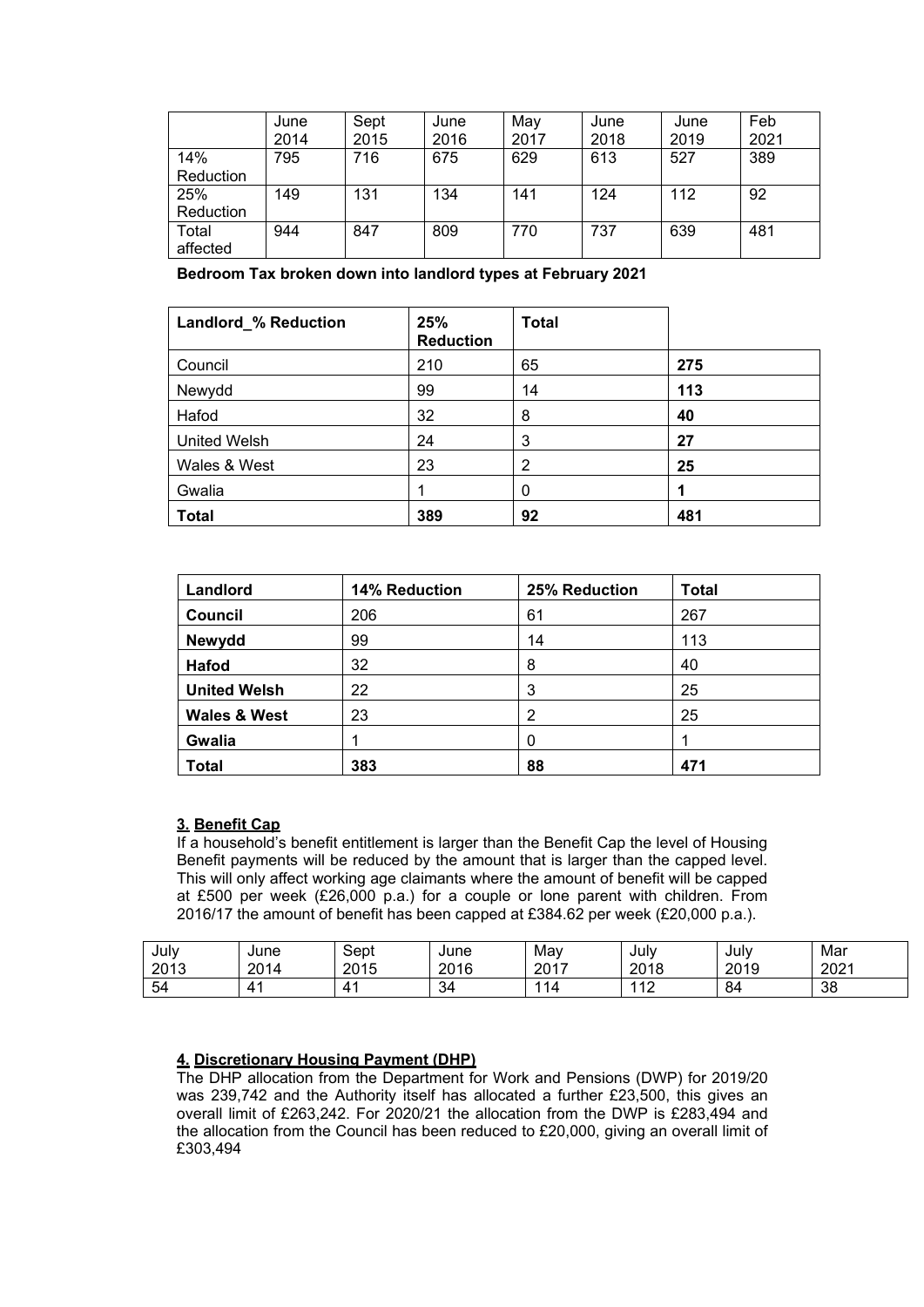| | June 2014 | Sept 2015 | June 2016 | May 2017 | June 2018 | June 2019 | Feb 2021 |
|---|---|---|---|---|---|---|---|
| 14% Reduction | 795 | 716 | 675 | 629 | 613 | 527 | 389 |
| 25% Reduction | 149 | 131 | 134 | 141 | 124 | 112 | 92 |
| Total affected | 944 | 847 | 809 | 770 | 737 | 639 | 481 |

**Bedroom Tax broken down into landlord types at February 2021**

| Landlord_% Reduction | 25% Reduction | Total | |
|---|---|---|---|
| Council | 210 | 65 | **275** |
| Newydd | 99 | 14 | **113** |
| Hafod | 32 | 8 | **40** |
| United Welsh | 24 | 3 | **27** |
| Wales & West | 23 | 2 | **25** |
| Gwalia | 1 | 0 | **1** |
| **Total** | **389** | **92** | **481** |

| Landlord | 14% Reduction | 25% Reduction | Total |
|---|---|---|---|
| **Council** | 206 | 61 | 267 |
| **Newydd** | 99 | 14 | 113 |
| **Hafod** | 32 | 8 | 40 |
| **United Welsh** | 22 | 3 | 25 |
| **Wales & West** | 23 | 2 | 25 |
| **Gwalia** | 1 | 0 | 1 |
| **Total** | 383 | 88 | 471 |

### 3. Benefit Cap

If a household's benefit entitlement is larger than the Benefit Cap the level of Housing Benefit payments will be reduced by the amount that is larger than the capped level. This will only affect working age claimants where the amount of benefit will be capped at £500 per week (£26,000 p.a.) for a couple or lone parent with children. From 2016/17 the amount of benefit has been capped at £384.62 per week (£20,000 p.a.).

| July 2013 | June 2014 | Sept 2015 | June 2016 | May 2017 | July 2018 | July 2019 | Mar 2021 |
|---|---|---|---|---|---|---|---|
| 54 | 41 | 41 | 34 | 114 | 112 | 84 | 38 |

### 4. Discretionary Housing Payment (DHP)

The DHP allocation from the Department for Work and Pensions (DWP) for 2019/20 was 239,742 and the Authority itself has allocated a further £23,500, this gives an overall limit of £263,242. For 2020/21 the allocation from the DWP is £283,494 and the allocation from the Council has been reduced to £20,000, giving an overall limit of £303,494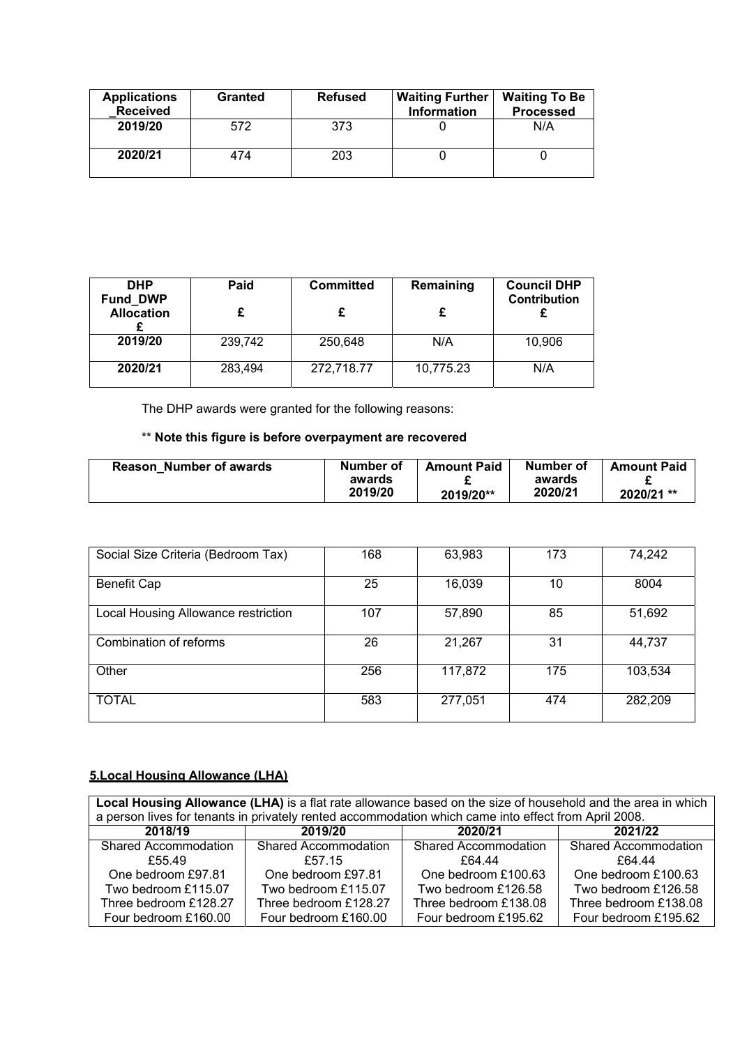| Applications _Received | Granted | Refused | Waiting Further Information | Waiting To Be Processed |
|---|---|---|---|---|
| 2019/20 | 572 | 373 | 0 | N/A |
| 2020/21 | 474 | 203 | 0 | 0 |

| DHP Fund_DWP Allocation £ | Paid £ | Committed £ | Remaining £ | Council DHP Contribution £ |
|---|---|---|---|---|
| 2019/20 | 239,742 | 250,648 | N/A | 10,906 |
| 2020/21 | 283,494 | 272,718.77 | 10,775.23 | N/A |

The DHP awards were granted for the following reasons:

** **Note this figure is before overpayment are recovered**

| Reason_Number of awards | Number of awards 2019/20 | Amount Paid £ 2019/20** | Number of awards 2020/21 | Amount Paid £ 2020/21 ** |
|---|---|---|---|---|
| Social Size Criteria (Bedroom Tax) | 168 | 63,983 | 173 | 74,242 |
| Benefit Cap | 25 | 16,039 | 10 | 8004 |
| Local Housing Allowance restriction | 107 | 57,890 | 85 | 51,692 |
| Combination of reforms | 26 | 21,267 | 31 | 44,737 |
| Other | 256 | 117,872 | 175 | 103,534 |
| TOTAL | 583 | 277,051 | 474 | 282,209 |

## 5.Local Housing Allowance (LHA)

**Local Housing Allowance (LHA)** is a flat rate allowance based on the size of household and the area in which a person lives for tenants in privately rented accommodation which came into effect from April 2008.

| 2018/19 | 2019/20 | 2020/21 | 2021/22 |
|---|---|---|---|
| Shared Accommodation £55.49 | Shared Accommodation £57.15 | Shared Accommodation £64.44 | Shared Accommodation £64.44 |
| One bedroom £97.81 | One bedroom £97.81 | One bedroom £100.63 | One bedroom £100.63 |
| Two bedroom £115.07 | Two bedroom £115.07 | Two bedroom £126.58 | Two bedroom £126.58 |
| Three bedroom £128.27 | Three bedroom £128.27 | Three bedroom £138.08 | Three bedroom £138.08 |
| Four bedroom £160.00 | Four bedroom £160.00 | Four bedroom £195.62 | Four bedroom £195.62 |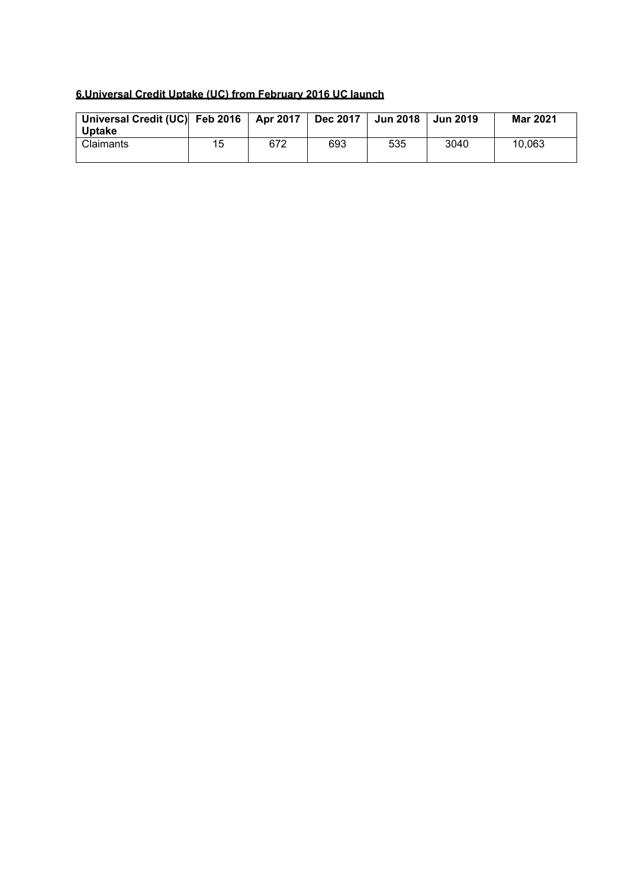**6.Universal Credit Uptake (UC) from February 2016 UC launch**

| Universal Credit (UC) Uptake | Feb 2016 | Apr 2017 | Dec 2017 | Jun 2018 | Jun 2019 | Mar 2021 |
|---|---|---|---|---|---|---|
| Claimants | 15 | 672 | 693 | 535 | 3040 | 10,063 |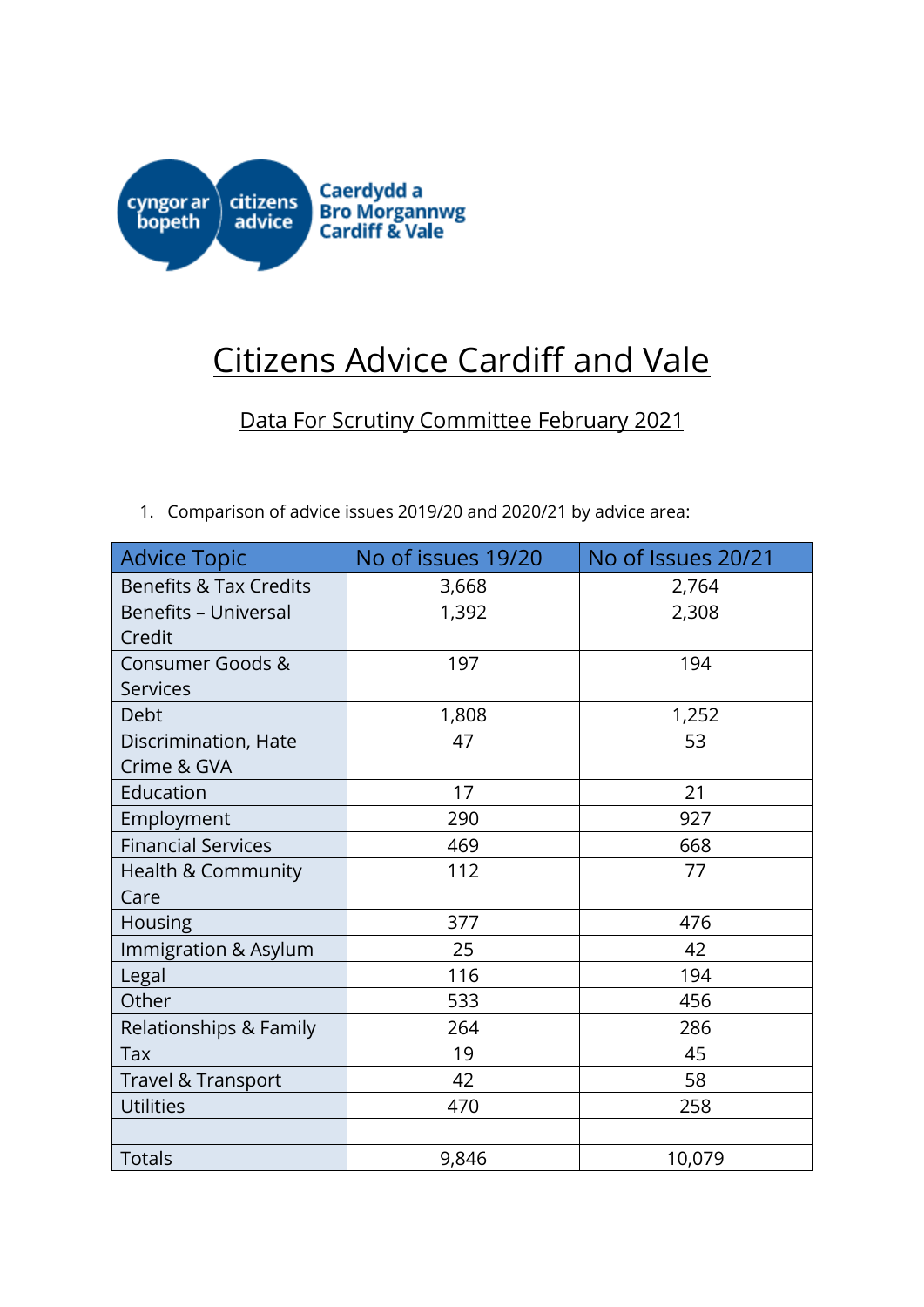# Citizens Advice Cardiff and Vale

## Data For Scrutiny Committee February 2021

1. Comparison of advice issues 2019/20 and 2020/21 by advice area:

| Advice Topic | No of issues 19/20 | No of Issues 20/21 |
|---|---|---|
| Benefits & Tax Credits | 3,668 | 2,764 |
| Benefits – Universal Credit | 1,392 | 2,308 |
| Consumer Goods & Services | 197 | 194 |
| Debt | 1,808 | 1,252 |
| Discrimination, Hate Crime & GVA | 47 | 53 |
| Education | 17 | 21 |
| Employment | 290 | 927 |
| Financial Services | 469 | 668 |
| Health & Community Care | 112 | 77 |
| Housing | 377 | 476 |
| Immigration & Asylum | 25 | 42 |
| Legal | 116 | 194 |
| Other | 533 | 456 |
| Relationships & Family | 264 | 286 |
| Tax | 19 | 45 |
| Travel & Transport | 42 | 58 |
| Utilities | 470 | 258 |
| | | |
| Totals | 9,846 | 10,079 |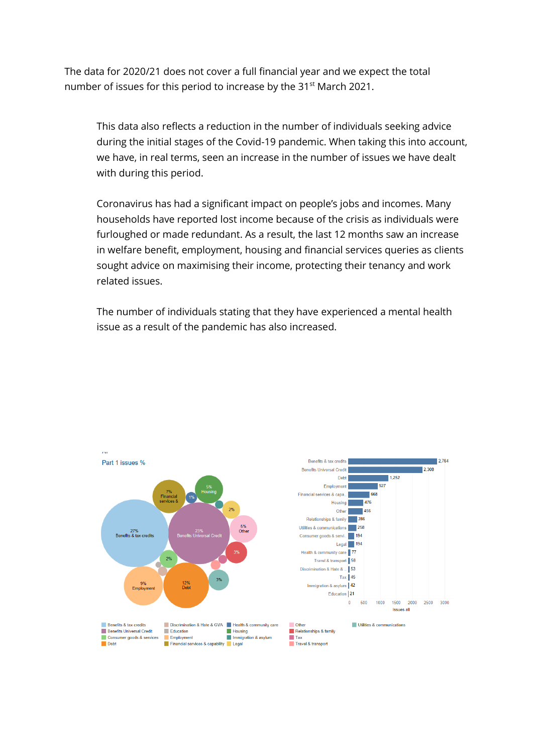The data for 2020/21 does not cover a full financial year and we expect the total number of issues for this period to increase by the 31st March 2021.

This data also reflects a reduction in the number of individuals seeking advice during the initial stages of the Covid-19 pandemic. When taking this into account, we have, in real terms, seen an increase in the number of issues we have dealt with during this period.

Coronavirus has had a significant impact on people's jobs and incomes. Many households have reported lost income because of the crisis as individuals were furloughed or made redundant. As a result, the last 12 months saw an increase in welfare benefit, employment, housing and financial services queries as clients sought advice on maximising their income, protecting their tenancy and work related issues.

The number of individuals stating that they have experienced a mental health issue as a result of the pandemic has also increased.

Part 1 issues %

| Issue | Issues all |
|---|---|
| Benefits & tax credits | 2,764 |
| Benefits Universal Credit | 2,308 |
| Debt | 1,252 |
| Employment | 927 |
| Financial services & capa.. | 668 |
| Housing | 476 |
| Other | 456 |
| Relationships & family | 286 |
| Utilities & communications | 258 |
| Consumer goods & servi.. | 194 |
| Legal | 194 |
| Health & community care | 77 |
| Travel & transport | 58 |
| Discrimination & Hate &.. | 53 |
| Tax | 45 |
| Immigration & asylum | 42 |
| Education | 21 |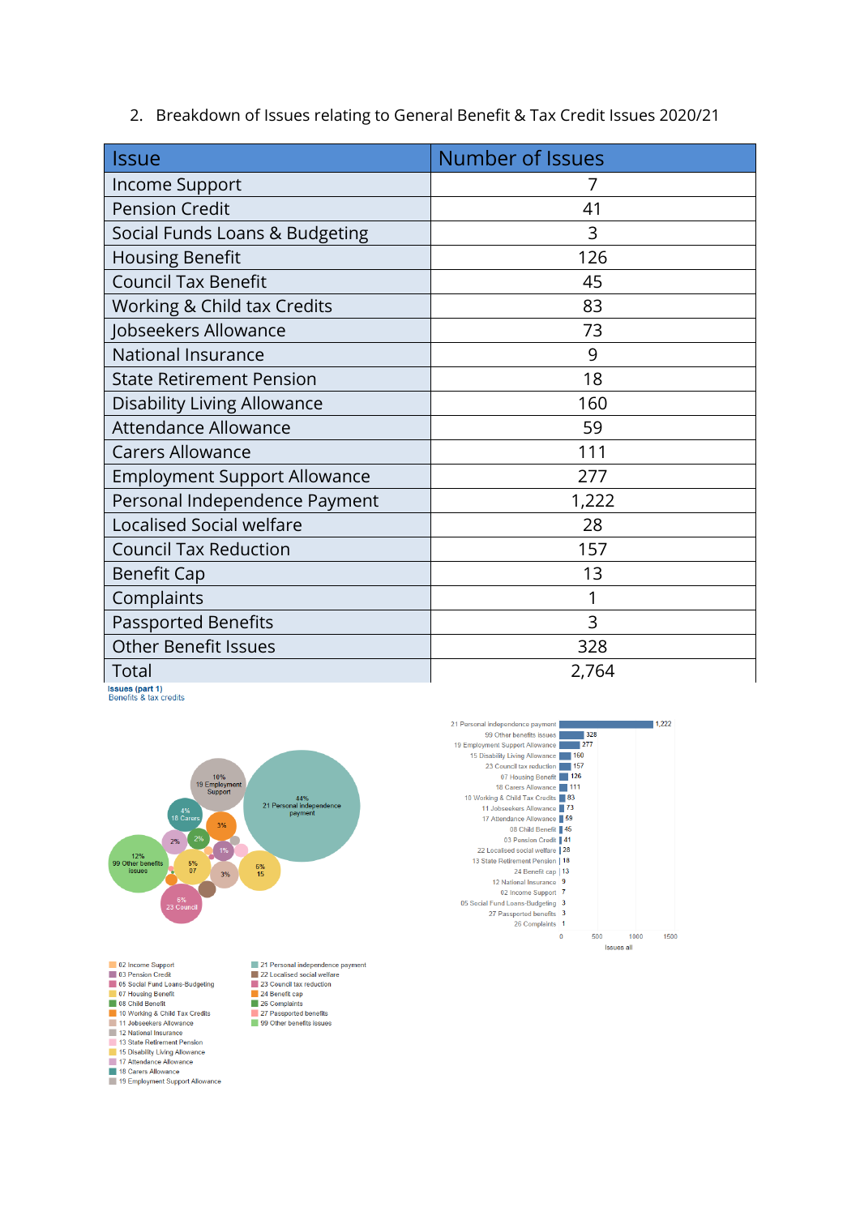2. Breakdown of Issues relating to General Benefit & Tax Credit Issues 2020/21

| Issue | Number of Issues |
|---|---|
| Income Support | 7 |
| Pension Credit | 41 |
| Social Funds Loans & Budgeting | 3 |
| Housing Benefit | 126 |
| Council Tax Benefit | 45 |
| Working & Child tax Credits | 83 |
| Jobseekers Allowance | 73 |
| National Insurance | 9 |
| State Retirement Pension | 18 |
| Disability Living Allowance | 160 |
| Attendance Allowance | 59 |
| Carers Allowance | 111 |
| Employment Support Allowance | 277 |
| Personal Independence Payment | 1,222 |
| Localised Social welfare | 28 |
| Council Tax Reduction | 157 |
| Benefit Cap | 13 |
| Complaints | 1 |
| Passported Benefits | 3 |
| Other Benefit Issues | 328 |
| Total | 2,764 |

**Issues (part 1)**
Benefits & tax credits

| Issue | Issues all |
|---|---|
| 21 Personal independence payment | 1,222 |
| 99 Other benefits issues | 328 |
| 19 Employment Support Allowance | 277 |
| 15 Disability Living Allowance | 160 |
| 23 Council tax reduction | 157 |
| 07 Housing Benefit | 126 |
| 18 Carers Allowance | 111 |
| 10 Working & Child Tax Credits | 83 |
| 11 Jobseekers Allowance | 73 |
| 17 Attendance Allowance | 59 |
| 08 Child Benefit | 45 |
| 03 Pension Credit | 41 |
| 22 Localised social welfare | 28 |
| 13 State Retirement Pension | 18 |
| 24 Benefit cap | 13 |
| 12 National Insurance | 9 |
| 02 Income Support | 7 |
| 05 Social Fund Loans-Budgeting | 3 |
| 27 Passported benefits | 3 |
| 26 Complaints | 1 |

Bubble chart: 44% 21 Personal independence payment; 12% 99 Other benefits issues; 10% 19 Employment Support; 6% 23 Council; 6% 15; 5% 07; 4% 18 Carers; 3%; 3%; 2%; 2%; 1%

Legend: 02 Income Support; 03 Pension Credit; 05 Social Fund Loans-Budgeting; 07 Housing Benefit; 08 Child Benefit; 10 Working & Child Tax Credits; 11 Jobseekers Allowance; 12 National Insurance; 13 State Retirement Pension; 15 Disability Living Allowance; 17 Attendance Allowance; 18 Carers Allowance; 19 Employment Support Allowance; 21 Personal independence payment; 22 Localised social welfare; 23 Council tax reduction; 24 Benefit cap; 26 Complaints; 27 Passported benefits; 99 Other benefits issues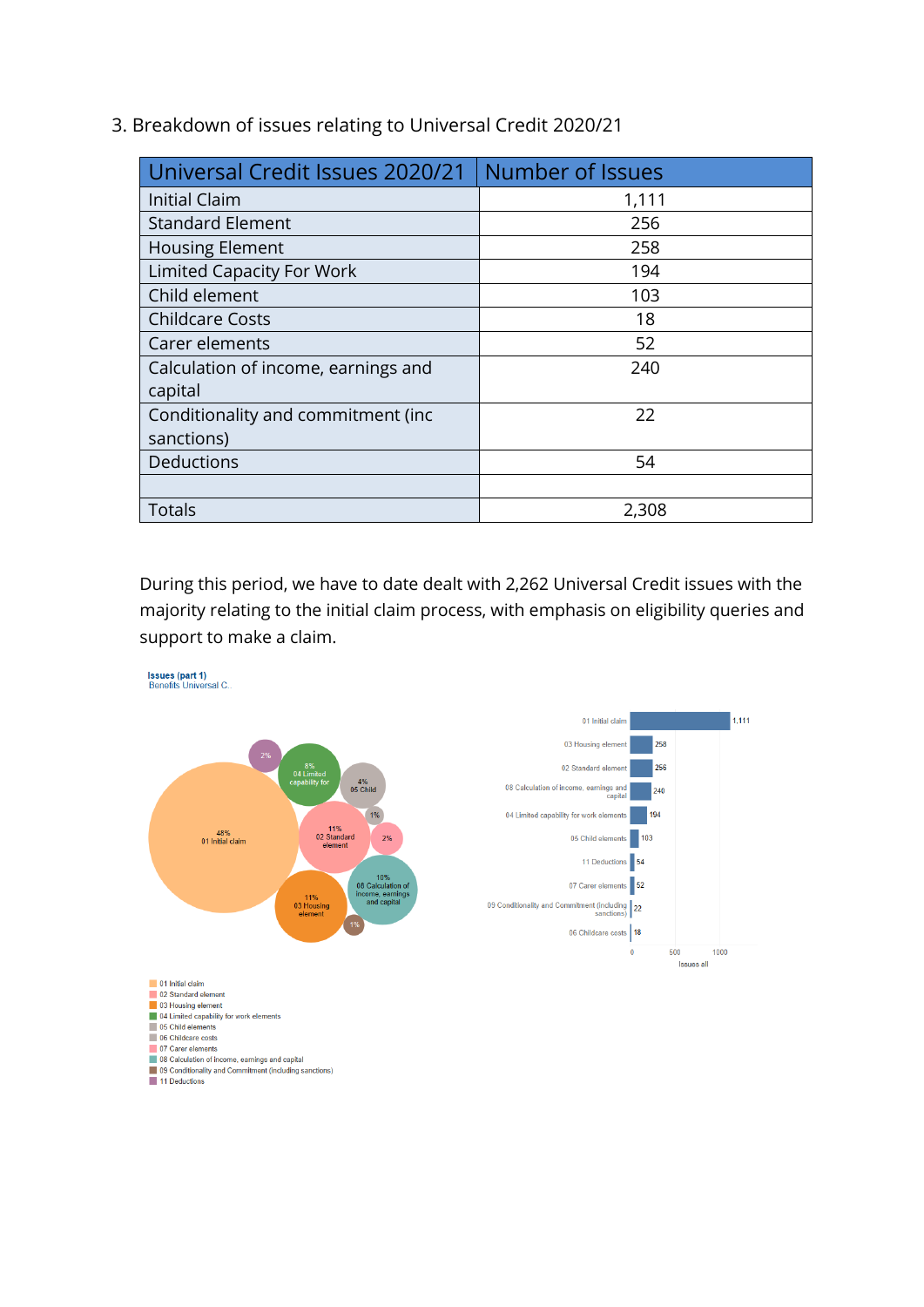3. Breakdown of issues relating to Universal Credit 2020/21

| Universal Credit Issues 2020/21 | Number of Issues |
|---|---|
| Initial Claim | 1,111 |
| Standard Element | 256 |
| Housing Element | 258 |
| Limited Capacity For Work | 194 |
| Child element | 103 |
| Childcare Costs | 18 |
| Carer elements | 52 |
| Calculation of income, earnings and capital | 240 |
| Conditionality and commitment (inc sanctions) | 22 |
| Deductions | 54 |
| | |
| Totals | 2,308 |

During this period, we have to date dealt with 2,262 Universal Credit issues with the majority relating to the initial claim process, with emphasis on eligibility queries and support to make a claim.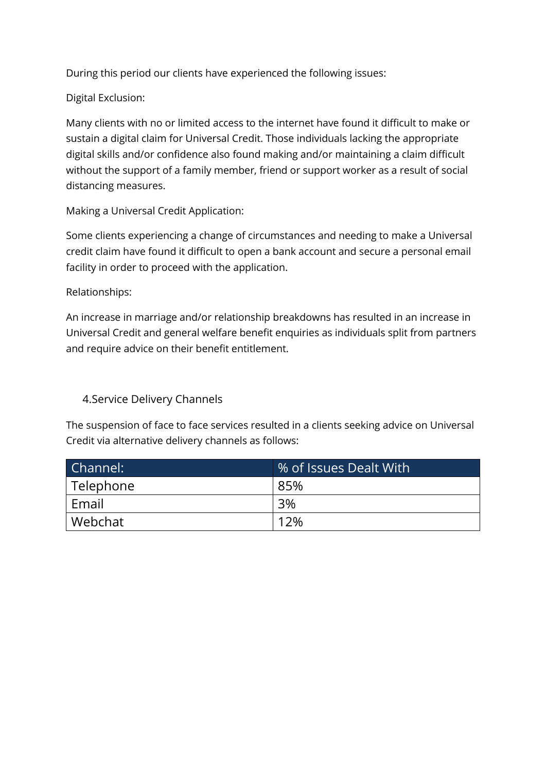During this period our clients have experienced the following issues:

Digital Exclusion:

Many clients with no or limited access to the internet have found it difficult to make or sustain a digital claim for Universal Credit. Those individuals lacking the appropriate digital skills and/or confidence also found making and/or maintaining a claim difficult without the support of a family member, friend or support worker as a result of social distancing measures.

Making a Universal Credit Application:

Some clients experiencing a change of circumstances and needing to make a Universal credit claim have found it difficult to open a bank account and secure a personal email facility in order to proceed with the application.

Relationships:

An increase in marriage and/or relationship breakdowns has resulted in an increase in Universal Credit and general welfare benefit enquiries as individuals split from partners and require advice on their benefit entitlement.

## 4.Service Delivery Channels

The suspension of face to face services resulted in a clients seeking advice on Universal Credit via alternative delivery channels as follows:

| Channel: | % of Issues Dealt With |
|---|---|
| Telephone | 85% |
| Email | 3% |
| Webchat | 12% |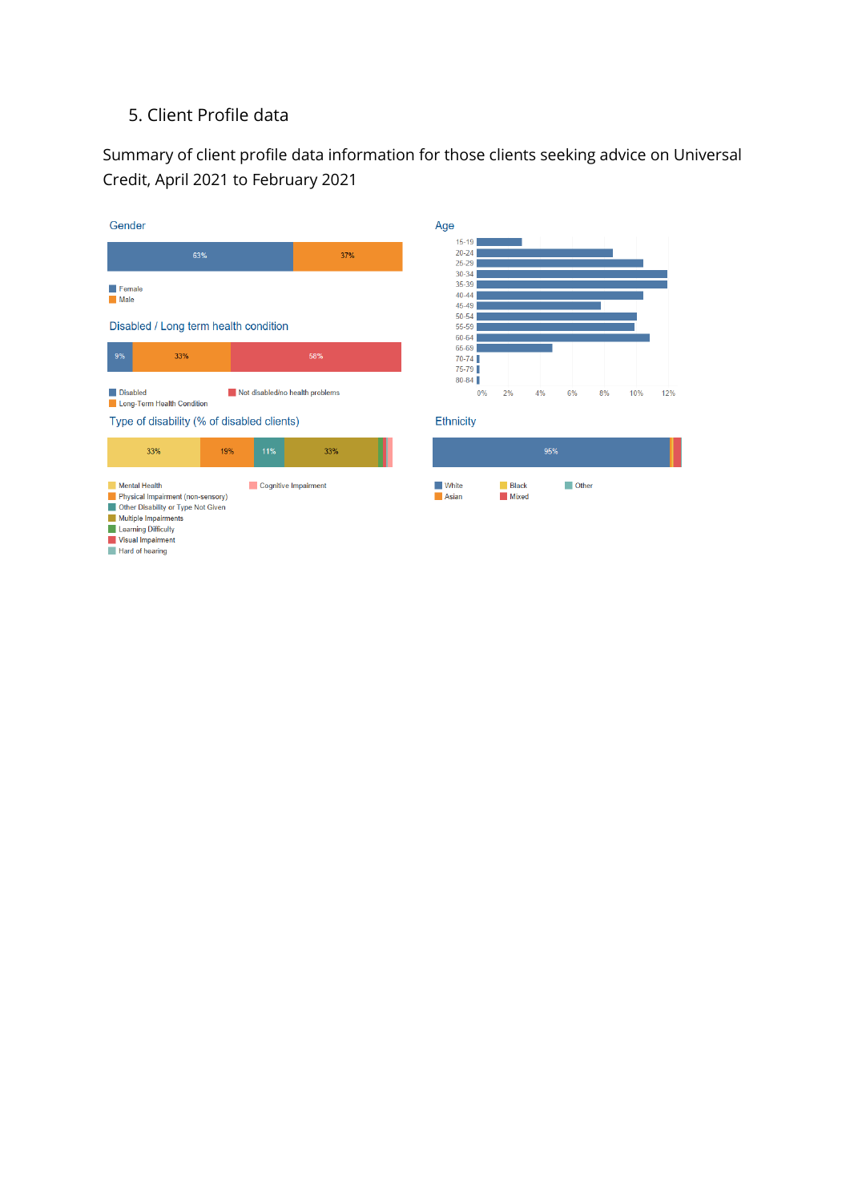## 5. Client Profile data

Summary of client profile data information for those clients seeking advice on Universal Credit, April 2021 to February 2021

Gender

63%
37%

Female
Male

Disabled / Long term health condition

9%
33%
58%

Disabled
Long-Term Health Condition
Not disabled/no health problems

Type of disability (% of disabled clients)

33%
19%
11%
33%

Mental Health
Physical Impairment (non-sensory)
Other Disability or Type Not Given
Multiple Impairments
Learning Difficulty
Visual Impairment
Hard of hearing
Cognitive Impairment

Age

15-19
20-24
25-29
30-34
35-39
40-44
45-49
50-54
55-59
60-64
65-69
70-74
75-79
80-84

0% 2% 4% 6% 8% 10% 12%

Ethnicity

95%

White
Asian
Black
Mixed
Other